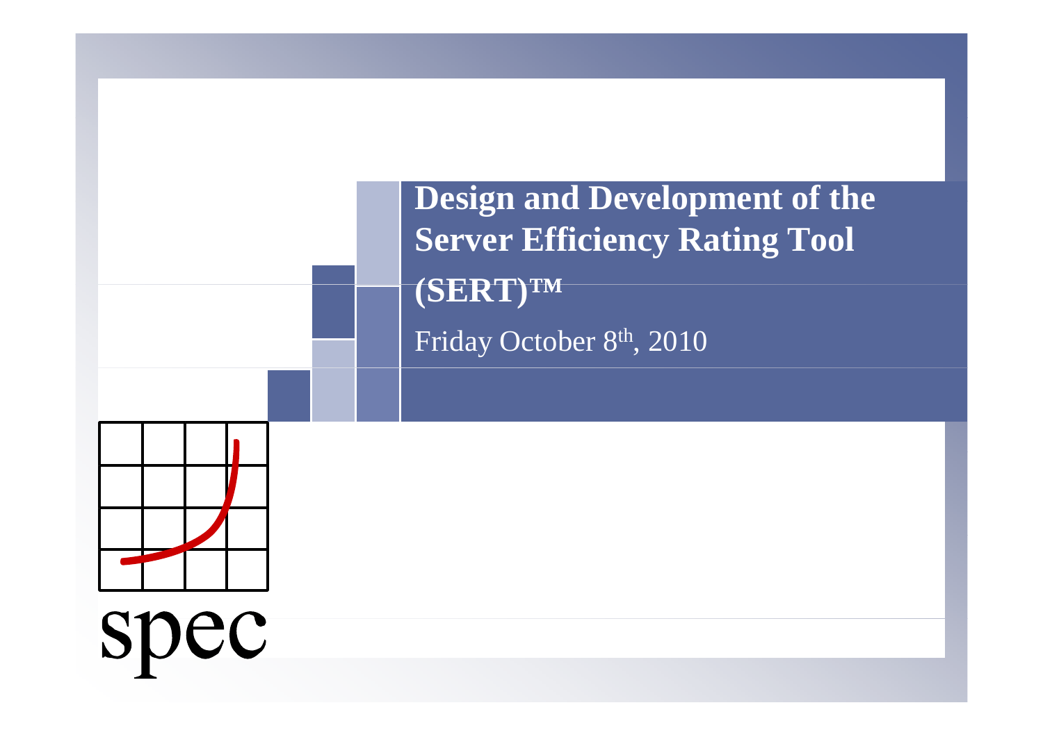# Design and Development of the Server Efficiency Rating Tool (SERT)™

Friday October 8th, 2010

spec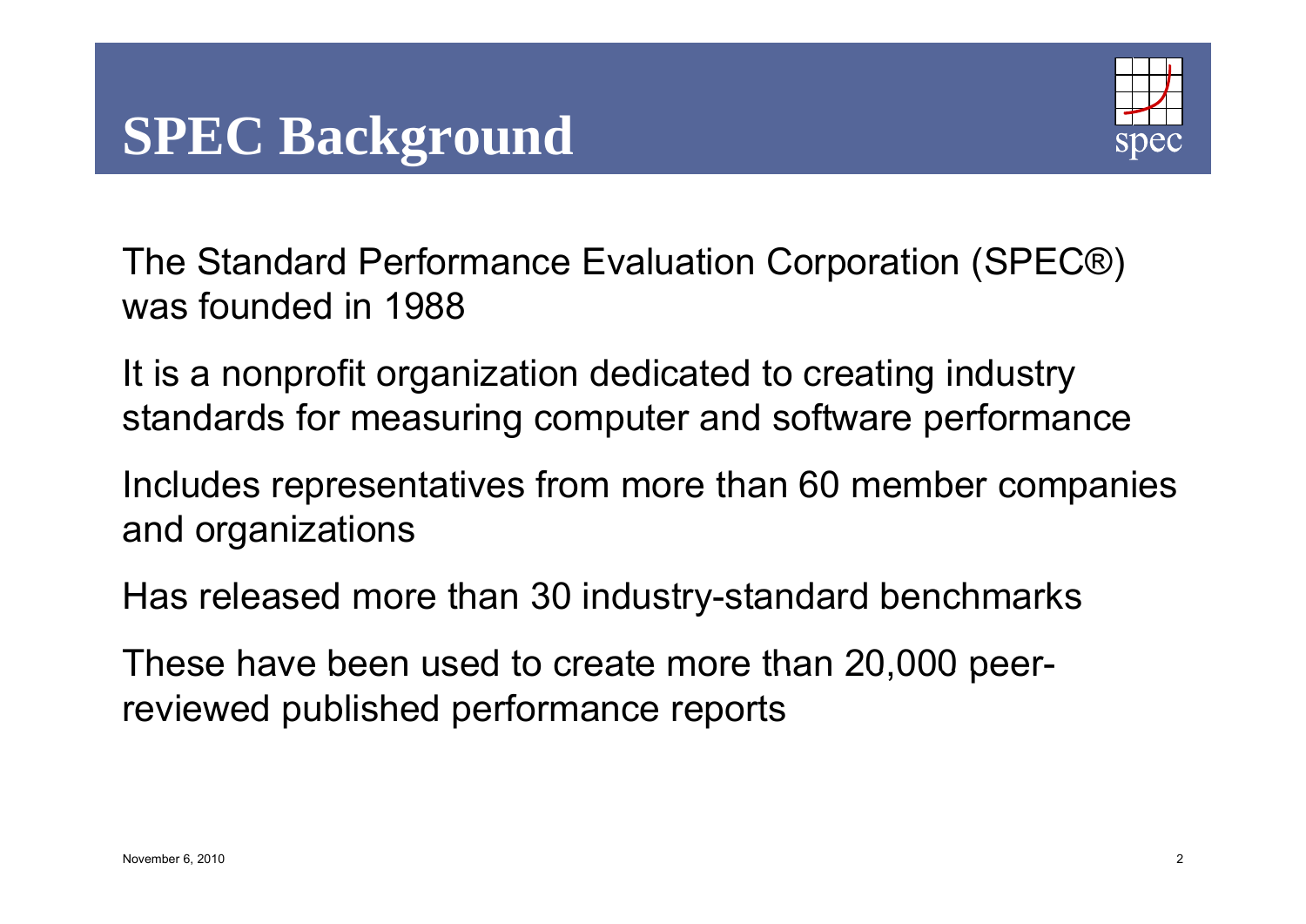# SPEC Background

The Standard Performance Evaluation Corporation (SPEC®) was founded in 1988

It is a nonprofit organization dedicated to creating industry standards for measuring computer and software performance

Includes representatives from more than 60 member companies and organizations

Has released more than 30 industry-standard benchmarks

These have been used to create more than 20,000 peer-reviewed published performance reports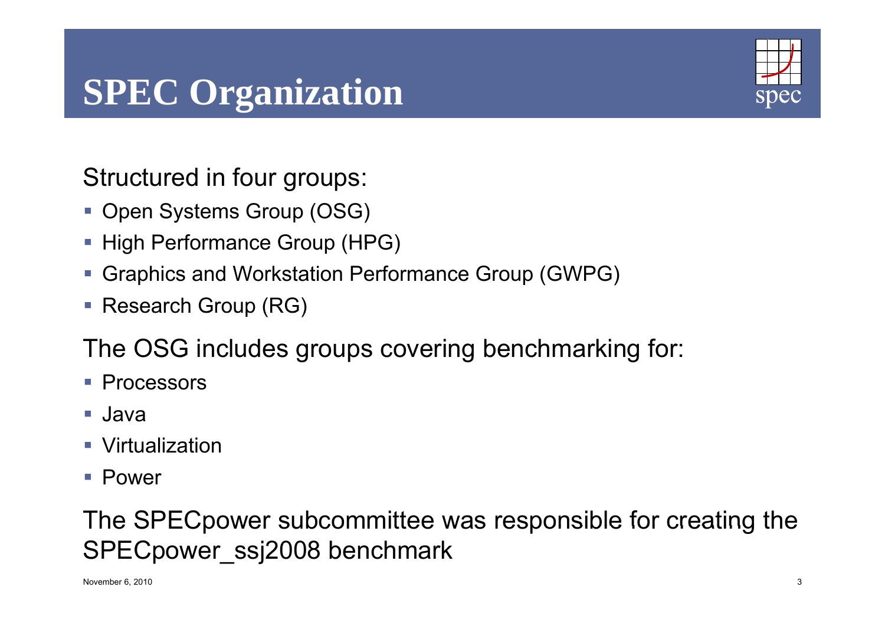# SPEC Organization

Structured in four groups:

- Open Systems Group (OSG)
- High Performance Group (HPG)
- Graphics and Workstation Performance Group (GWPG)
- Research Group (RG)

The OSG includes groups covering benchmarking for:

- Processors
- Java
- Virtualization
- Power

The SPECpower subcommittee was responsible for creating the SPECpower_ssj2008 benchmark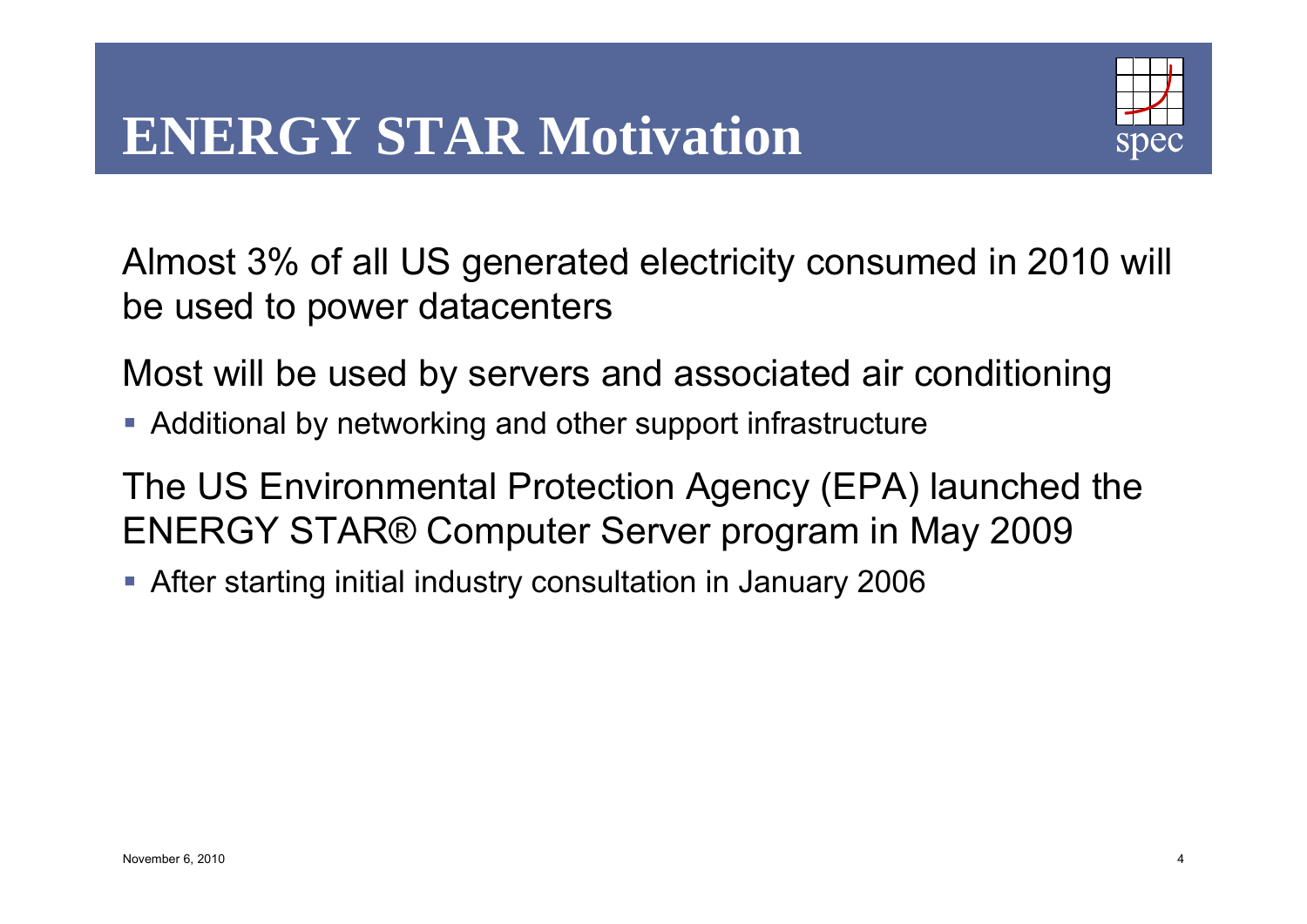# ENERGY STAR Motivation

Almost 3% of all US generated electricity consumed in 2010 will be used to power datacenters

Most will be used by servers and associated air conditioning

- Additional by networking and other support infrastructure

The US Environmental Protection Agency (EPA) launched the ENERGY STAR® Computer Server program in May 2009

- After starting initial industry consultation in January 2006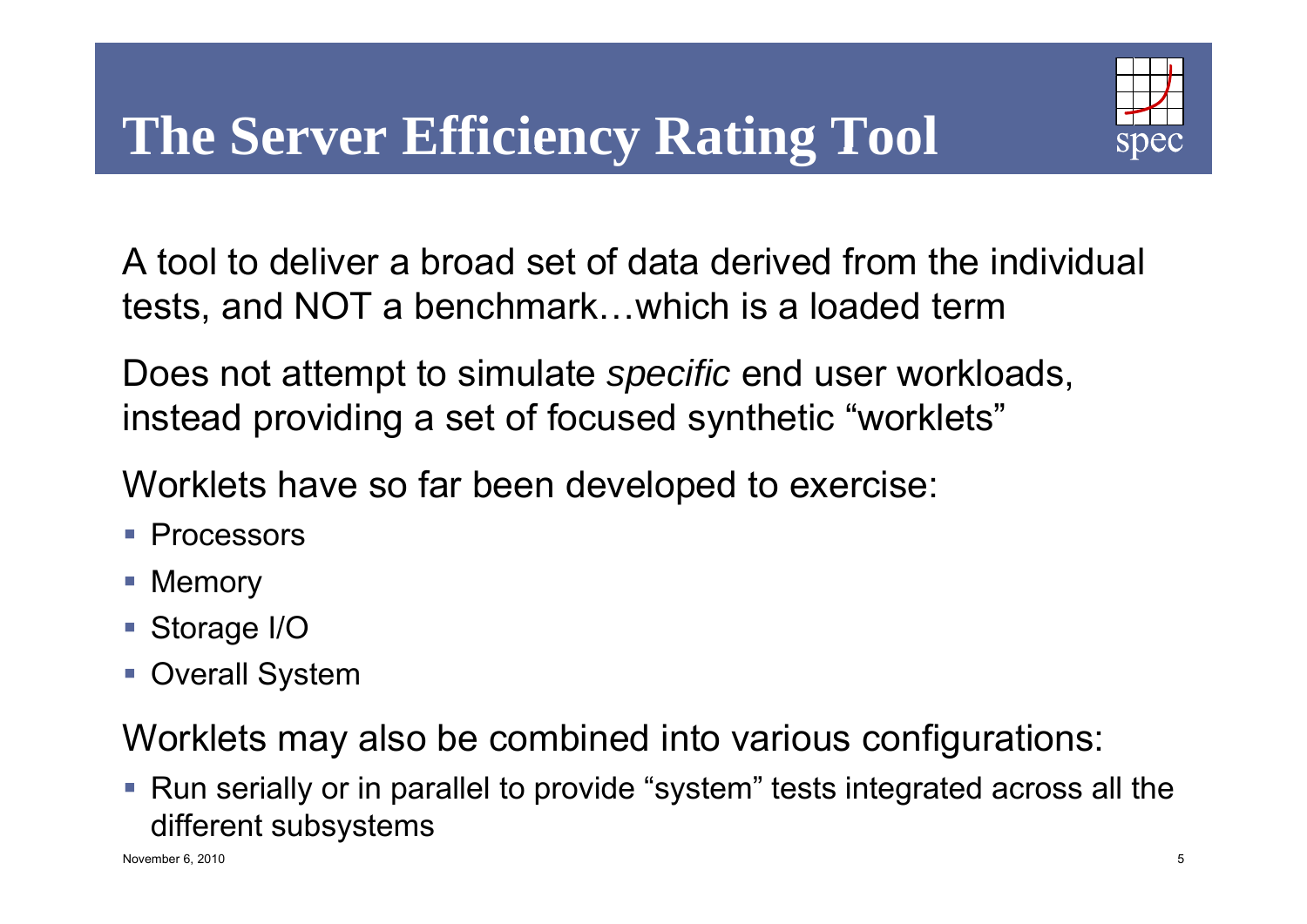# The Server Efficiency Rating Tool

A tool to deliver a broad set of data derived from the individual tests, and NOT a benchmark…which is a loaded term

Does not attempt to simulate *specific* end user workloads, instead providing a set of focused synthetic "worklets"

Worklets have so far been developed to exercise:

- Processors
- Memory
- Storage I/O
- Overall System

Worklets may also be combined into various configurations:

- Run serially or in parallel to provide "system" tests integrated across all the different subsystems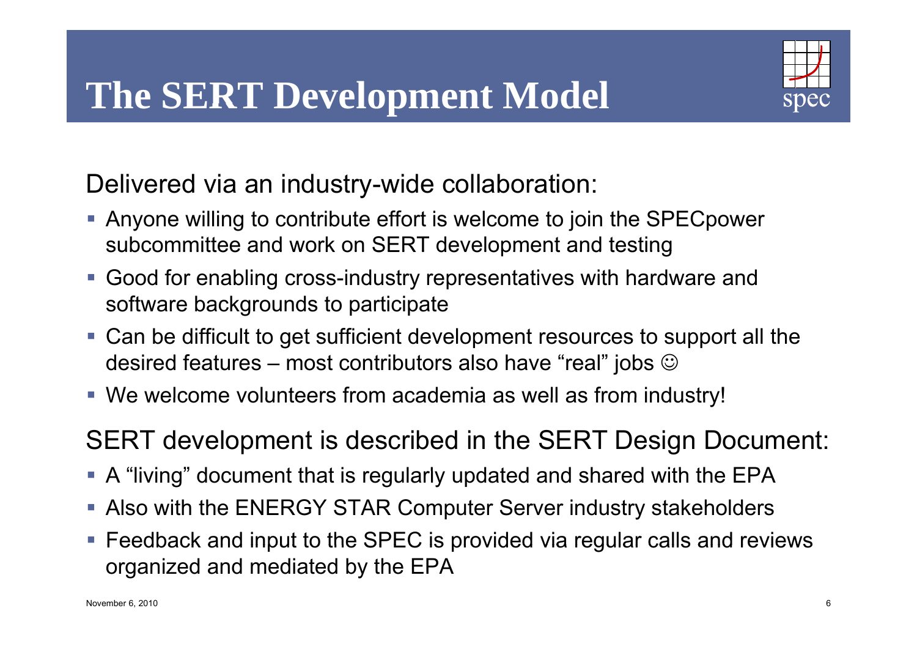# The SERT Development Model

Delivered via an industry-wide collaboration:

- Anyone willing to contribute effort is welcome to join the SPECpower subcommittee and work on SERT development and testing
- Good for enabling cross-industry representatives with hardware and software backgrounds to participate
- Can be difficult to get sufficient development resources to support all the desired features – most contributors also have "real" jobs ☺
- We welcome volunteers from academia as well as from industry!

SERT development is described in the SERT Design Document:

- A "living" document that is regularly updated and shared with the EPA
- Also with the ENERGY STAR Computer Server industry stakeholders
- Feedback and input to the SPEC is provided via regular calls and reviews organized and mediated by the EPA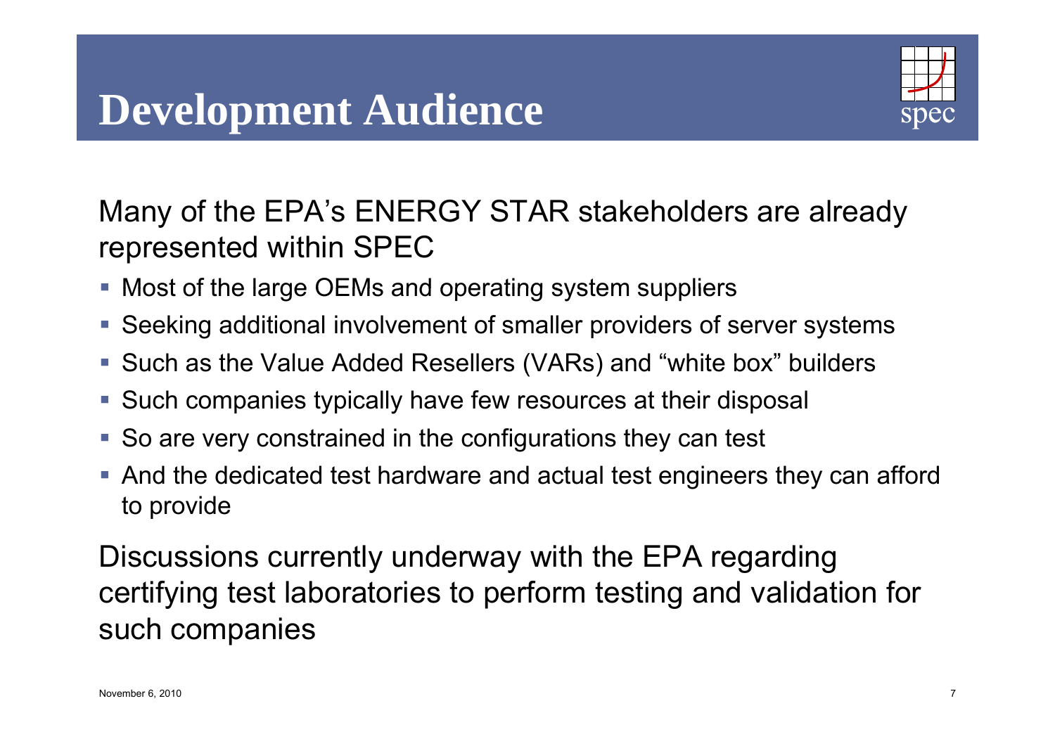# Development Audience

Many of the EPA's ENERGY STAR stakeholders are already represented within SPEC

- Most of the large OEMs and operating system suppliers
- Seeking additional involvement of smaller providers of server systems
- Such as the Value Added Resellers (VARs) and "white box" builders
- Such companies typically have few resources at their disposal
- So are very constrained in the configurations they can test
- And the dedicated test hardware and actual test engineers they can afford to provide

Discussions currently underway with the EPA regarding certifying test laboratories to perform testing and validation for such companies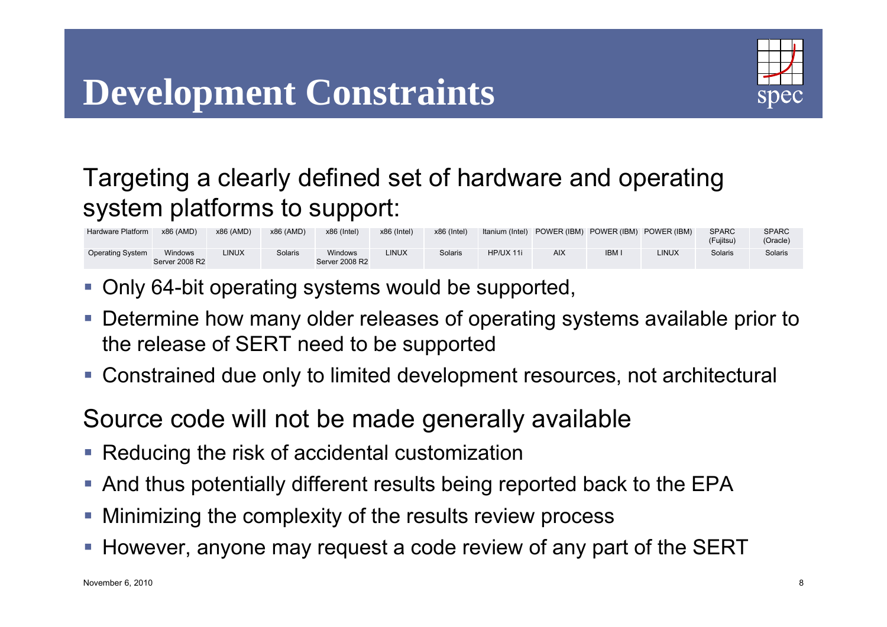# Development Constraints

Targeting a clearly defined set of hardware and operating system platforms to support:

| Hardware Platform | x86 (AMD) | x86 (AMD) | x86 (AMD) | x86 (Intel) | x86 (Intel) | x86 (Intel) | Itanium (Intel) | POWER (IBM) | POWER (IBM) | POWER (IBM) | SPARC (Fujitsu) | SPARC (Oracle) |
|---|---|---|---|---|---|---|---|---|---|---|---|---|
| Operating System | Windows Server 2008 R2 | LINUX | Solaris | Windows Server 2008 R2 | LINUX | Solaris | HP/UX 11i | AIX | IBM I | LINUX | Solaris | Solaris |

- Only 64-bit operating systems would be supported,
- Determine how many older releases of operating systems available prior to the release of SERT need to be supported
- Constrained due only to limited development resources, not architectural

Source code will not be made generally available

- Reducing the risk of accidental customization
- And thus potentially different results being reported back to the EPA
- Minimizing the complexity of the results review process
- However, anyone may request a code review of any part of the SERT

November 6, 2010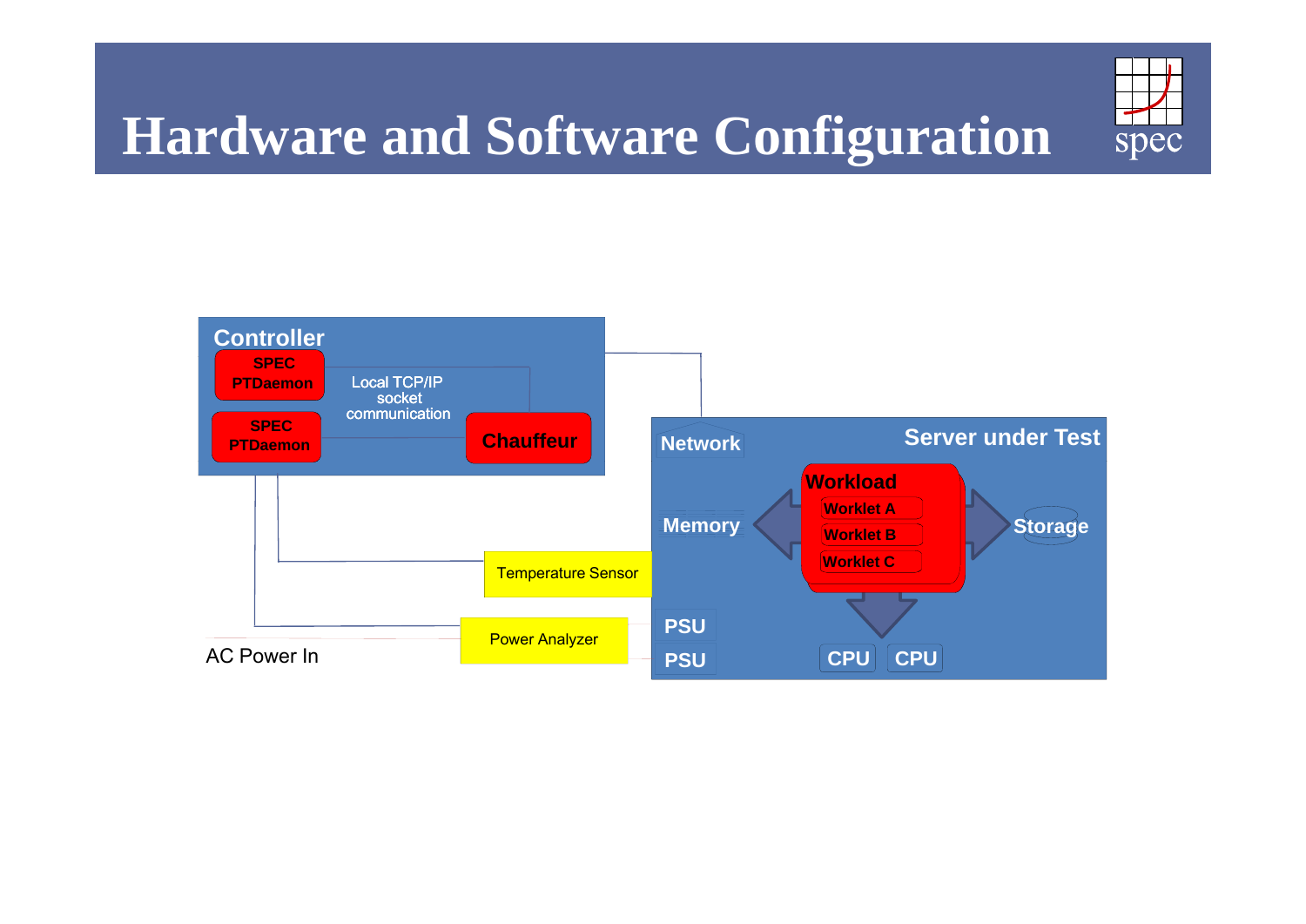# Hardware and Software Configuration

**Controller**

- SPEC PTDaemon
- SPEC PTDaemon
- Local TCP/IP socket communication
- Chauffeur

**Server under Test**

- Network
- Memory
- Storage
- PSU
- PSU
- CPU
- CPU
- Workload
  - Worklet A
  - Worklet B
  - Worklet C

Temperature Sensor

Power Analyzer

AC Power In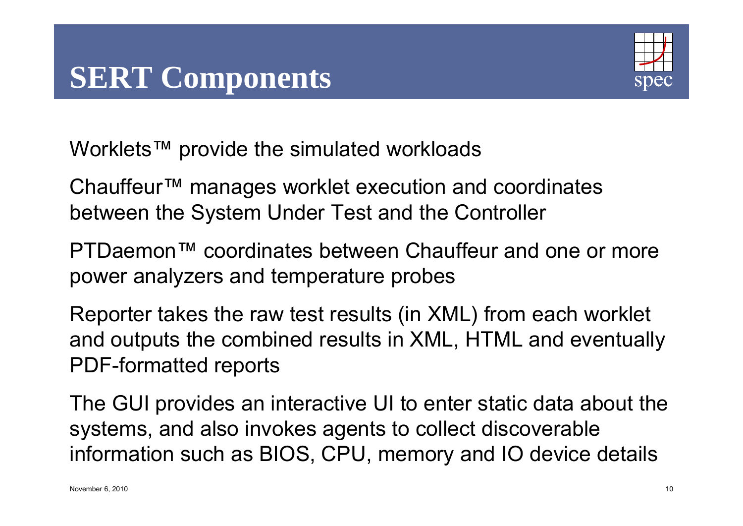# SERT Components

Worklets™ provide the simulated workloads

Chauffeur™ manages worklet execution and coordinates between the System Under Test and the Controller

PTDaemon™ coordinates between Chauffeur and one or more power analyzers and temperature probes

Reporter takes the raw test results (in XML) from each worklet and outputs the combined results in XML, HTML and eventually PDF-formatted reports

The GUI provides an interactive UI to enter static data about the systems, and also invokes agents to collect discoverable information such as BIOS, CPU, memory and IO device details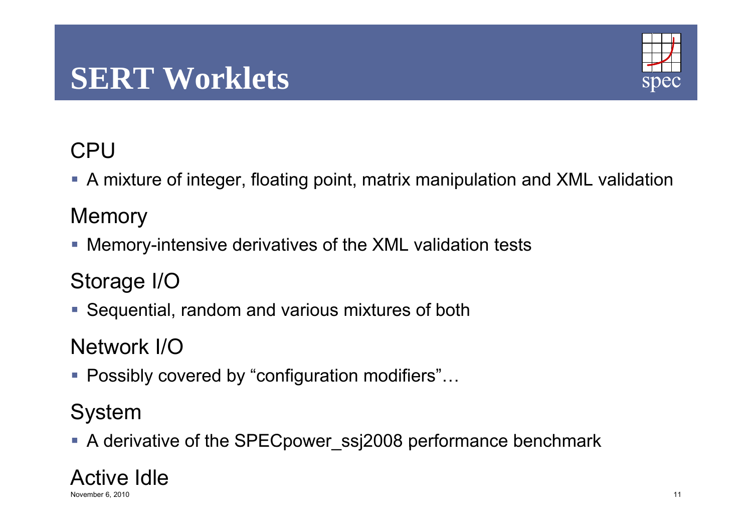# SERT Worklets

## CPU

- A mixture of integer, floating point, matrix manipulation and XML validation

## Memory

- Memory-intensive derivatives of the XML validation tests

## Storage I/O

- Sequential, random and various mixtures of both

## Network I/O

- Possibly covered by “configuration modifiers”…

## System

- A derivative of the SPECpower_ssj2008 performance benchmark

## Active Idle

November 6, 2010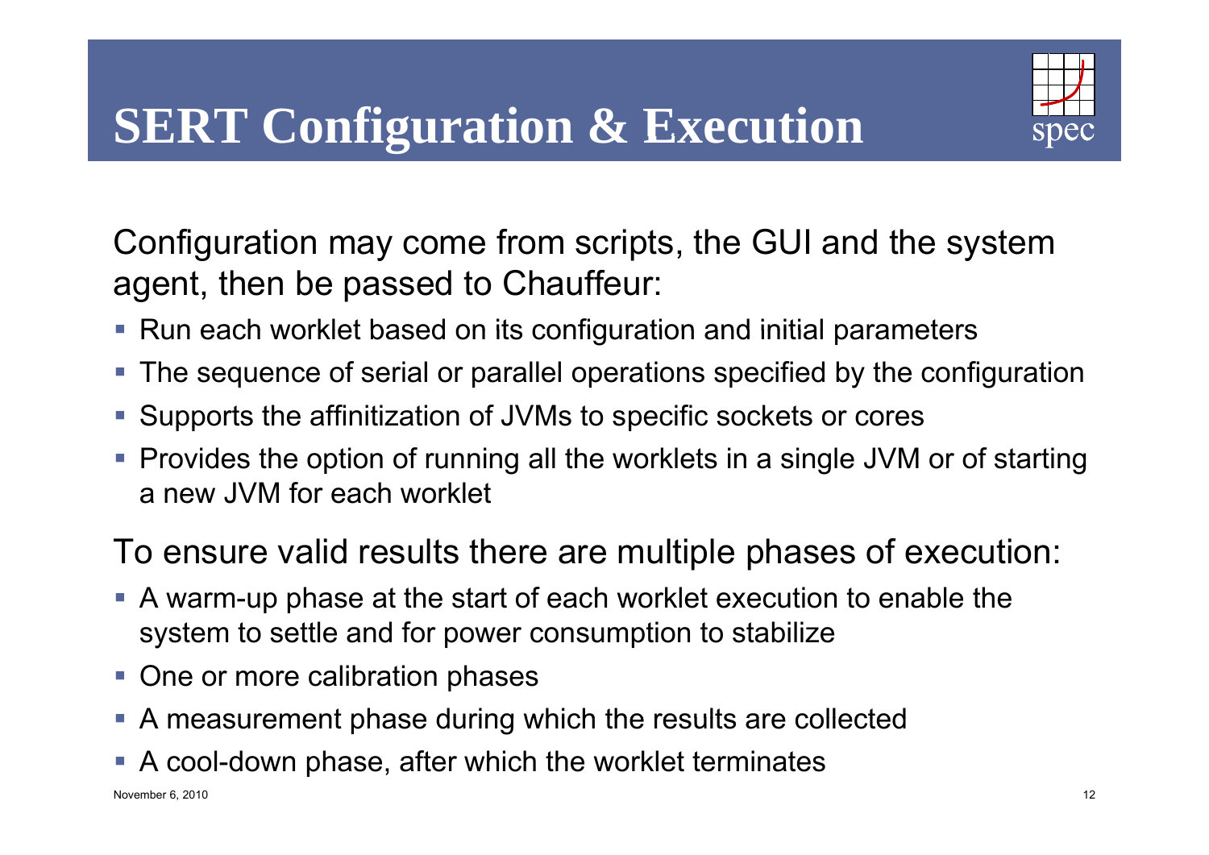# SERT Configuration & Execution

Configuration may come from scripts, the GUI and the system agent, then be passed to Chauffeur:

- Run each worklet based on its configuration and initial parameters
- The sequence of serial or parallel operations specified by the configuration
- Supports the affinitization of JVMs to specific sockets or cores
- Provides the option of running all the worklets in a single JVM or of starting a new JVM for each worklet

To ensure valid results there are multiple phases of execution:

- A warm-up phase at the start of each worklet execution to enable the system to settle and for power consumption to stabilize
- One or more calibration phases
- A measurement phase during which the results are collected
- A cool-down phase, after which the worklet terminates

November 6, 2010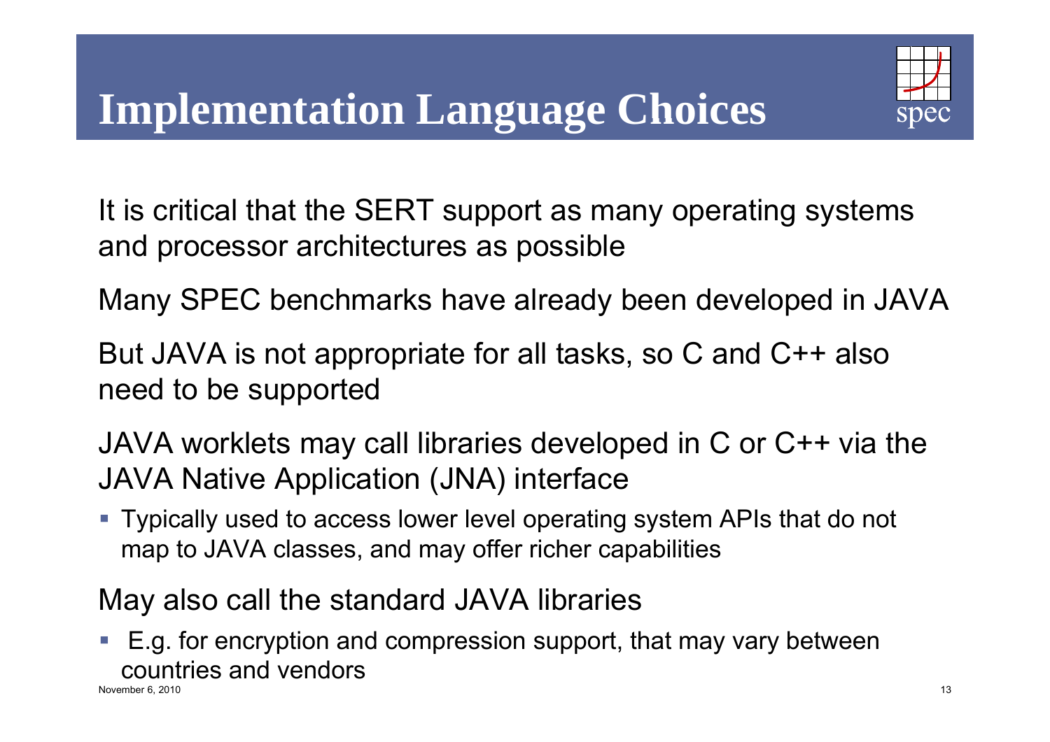# Implementation Language Choices

It is critical that the SERT support as many operating systems and processor architectures as possible

Many SPEC benchmarks have already been developed in JAVA

But JAVA is not appropriate for all tasks, so C and C++ also need to be supported

JAVA worklets may call libraries developed in C or C++ via the JAVA Native Application (JNA) interface

- Typically used to access lower level operating system APIs that do not map to JAVA classes, and may offer richer capabilities

May also call the standard JAVA libraries

- E.g. for encryption and compression support, that may vary between countries and vendors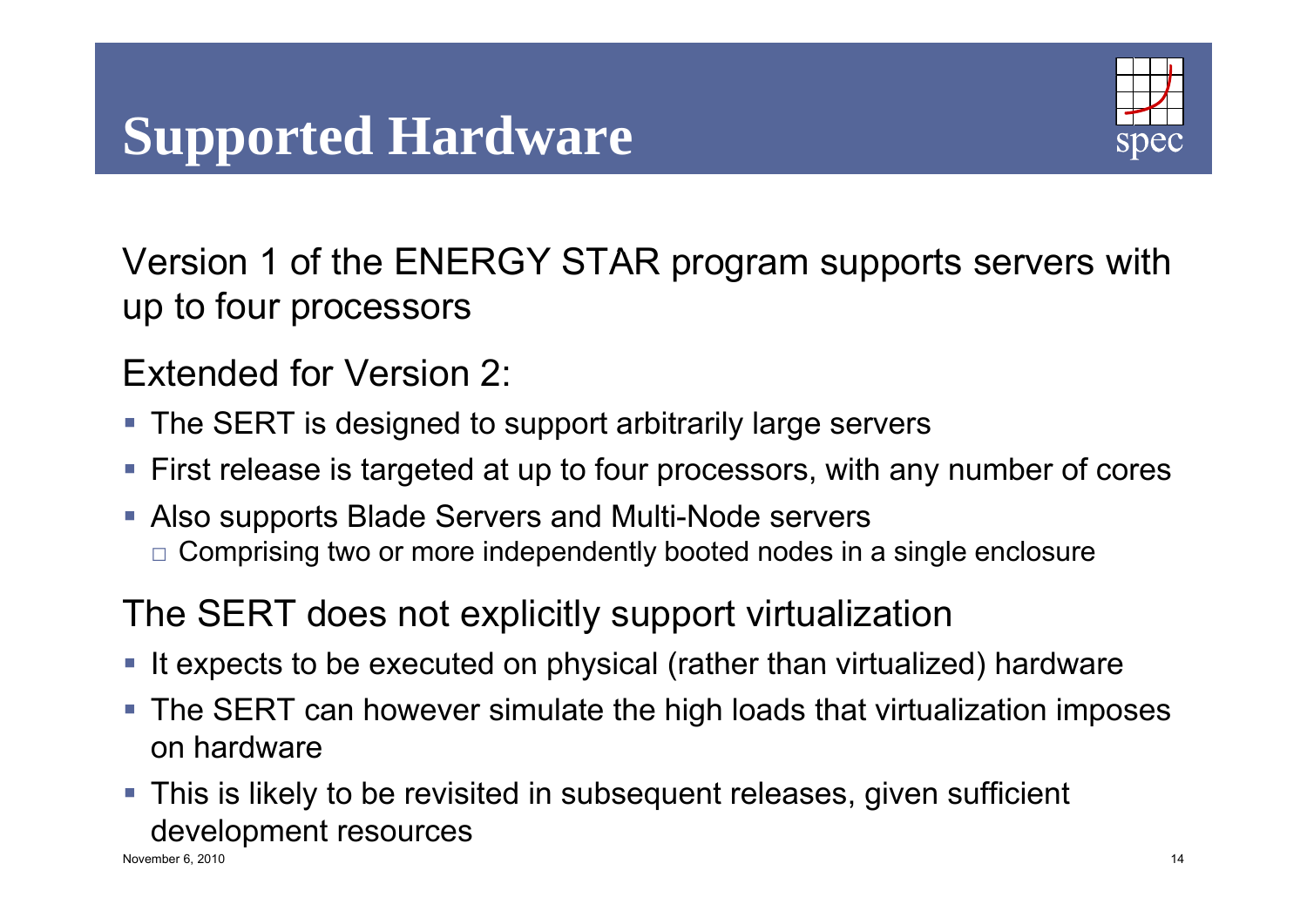# Supported Hardware

Version 1 of the ENERGY STAR program supports servers with up to four processors

Extended for Version 2:

- The SERT is designed to support arbitrarily large servers
- First release is targeted at up to four processors, with any number of cores
- Also supports Blade Servers and Multi-Node servers
  - Comprising two or more independently booted nodes in a single enclosure

The SERT does not explicitly support virtualization

- It expects to be executed on physical (rather than virtualized) hardware
- The SERT can however simulate the high loads that virtualization imposes on hardware
- This is likely to be revisited in subsequent releases, given sufficient development resources

November 6, 2010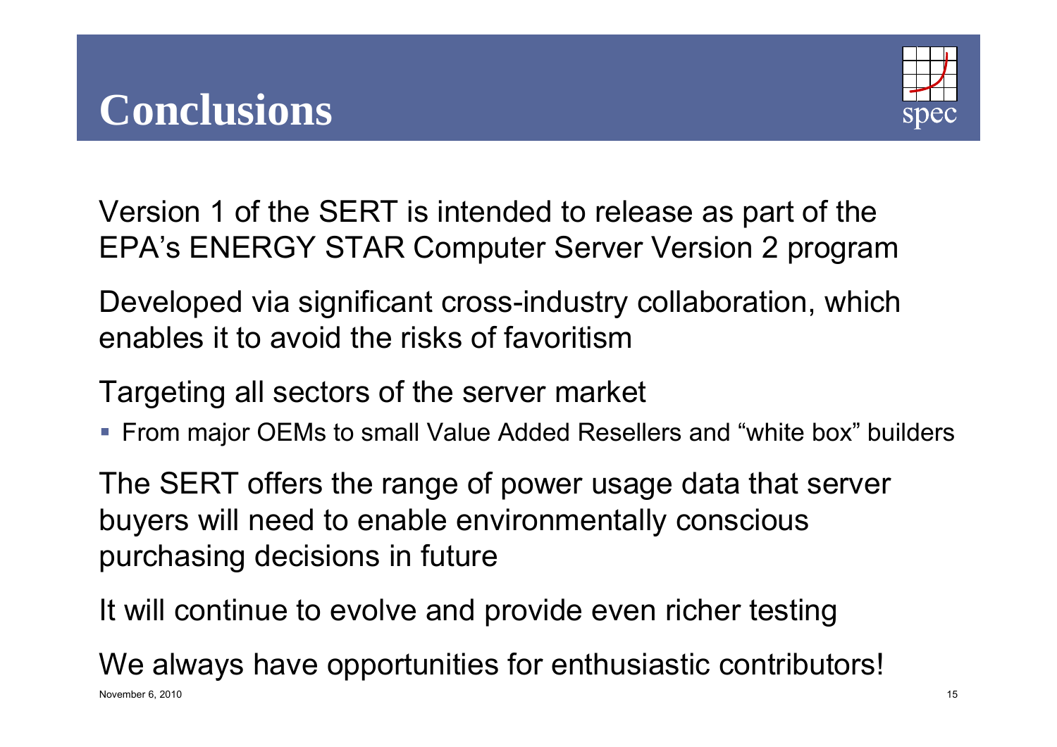# Conclusions

Version 1 of the SERT is intended to release as part of the EPA's ENERGY STAR Computer Server Version 2 program

Developed via significant cross-industry collaboration, which enables it to avoid the risks of favoritism

Targeting all sectors of the server market

- From major OEMs to small Value Added Resellers and "white box" builders

The SERT offers the range of power usage data that server buyers will need to enable environmentally conscious purchasing decisions in future

It will continue to evolve and provide even richer testing

We always have opportunities for enthusiastic contributors!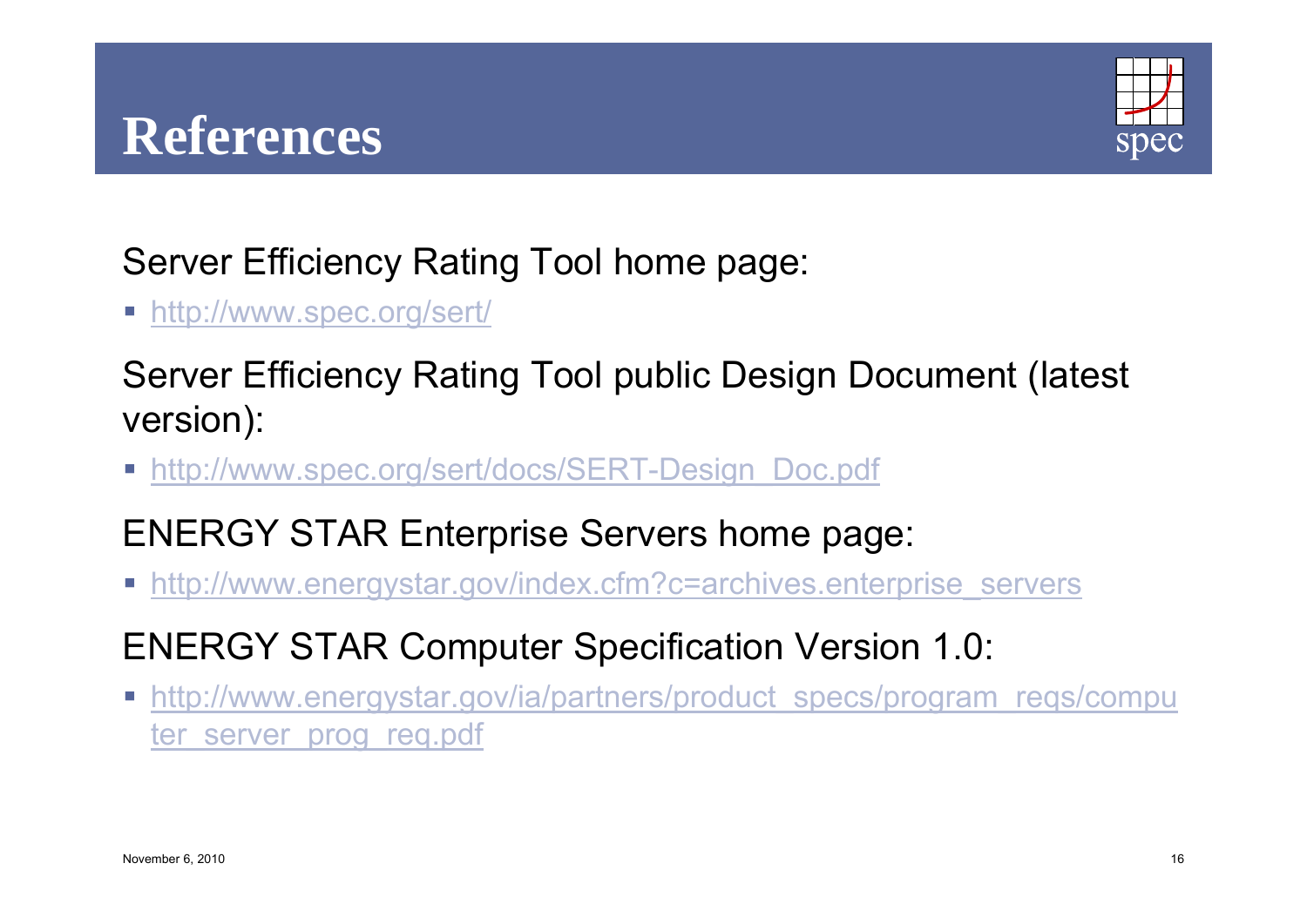# References

Server Efficiency Rating Tool home page:

- http://www.spec.org/sert/

Server Efficiency Rating Tool public Design Document (latest version):

- http://www.spec.org/sert/docs/SERT-Design_Doc.pdf

ENERGY STAR Enterprise Servers home page:

- http://www.energystar.gov/index.cfm?c=archives.enterprise_servers

ENERGY STAR Computer Specification Version 1.0:

- http://www.energystar.gov/ia/partners/product_specs/program_reqs/computer_server_prog_req.pdf

November 6, 2010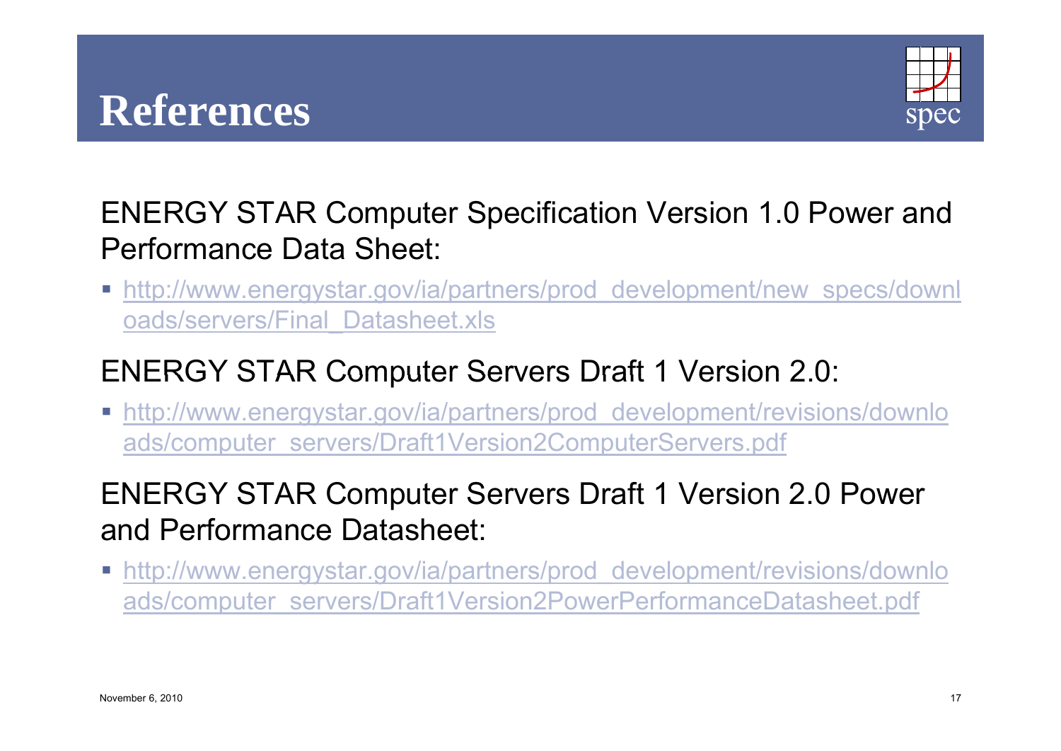# References

ENERGY STAR Computer Specification Version 1.0 Power and Performance Data Sheet:

- http://www.energystar.gov/ia/partners/prod_development/new_specs/downloads/servers/Final_Datasheet.xls

ENERGY STAR Computer Servers Draft 1 Version 2.0:

- http://www.energystar.gov/ia/partners/prod_development/revisions/downloads/computer_servers/Draft1Version2ComputerServers.pdf

ENERGY STAR Computer Servers Draft 1 Version 2.0 Power and Performance Datasheet:

- http://www.energystar.gov/ia/partners/prod_development/revisions/downloads/computer_servers/Draft1Version2PowerPerformanceDatasheet.pdf

November 6, 2010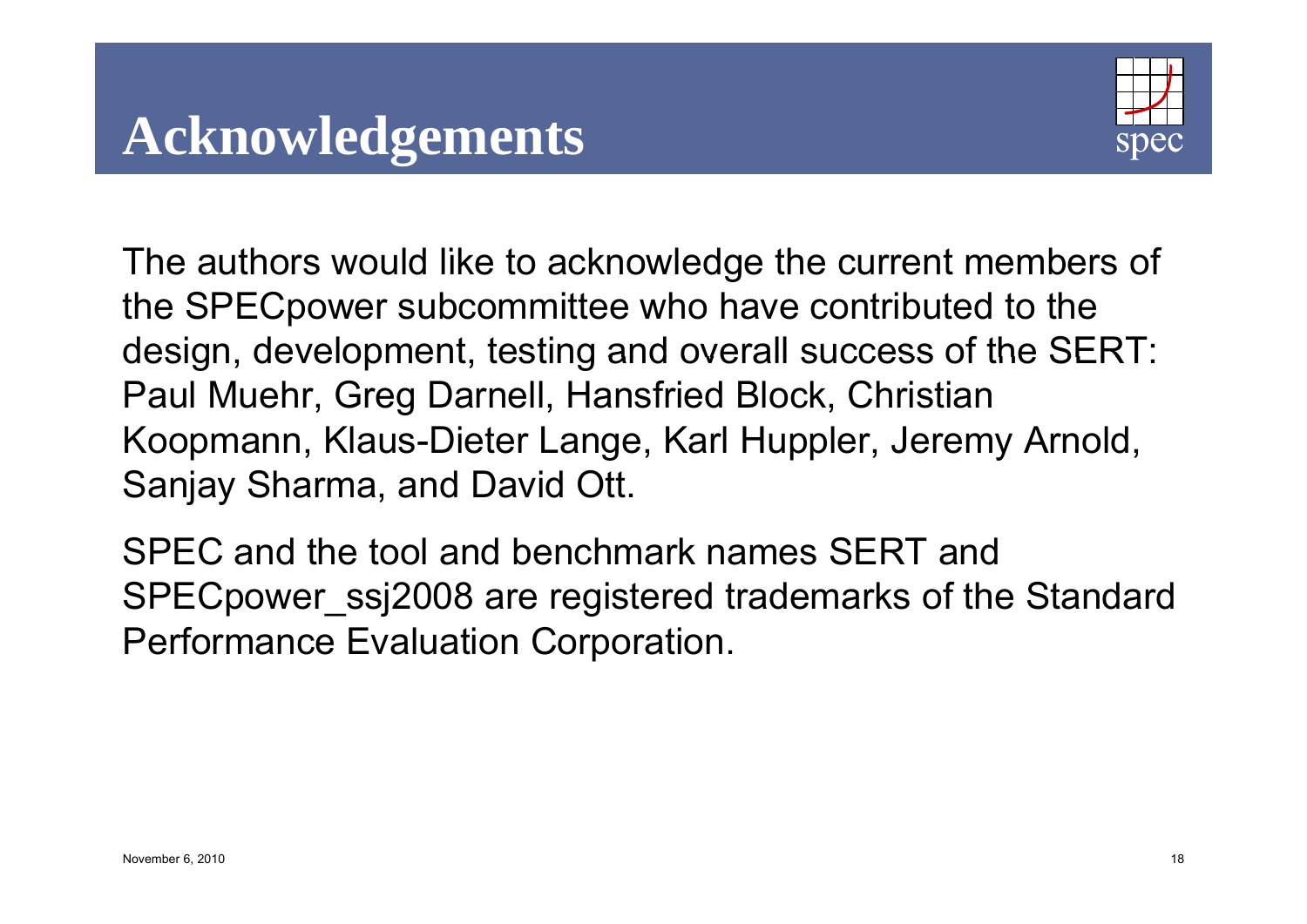# Acknowledgements

The authors would like to acknowledge the current members of the SPECpower subcommittee who have contributed to the design, development, testing and overall success of the SERT: Paul Muehr, Greg Darnell, Hansfried Block, Christian Koopmann, Klaus-Dieter Lange, Karl Huppler, Jeremy Arnold, Sanjay Sharma, and David Ott.

SPEC and the tool and benchmark names SERT and SPECpower_ssj2008 are registered trademarks of the Standard Performance Evaluation Corporation.